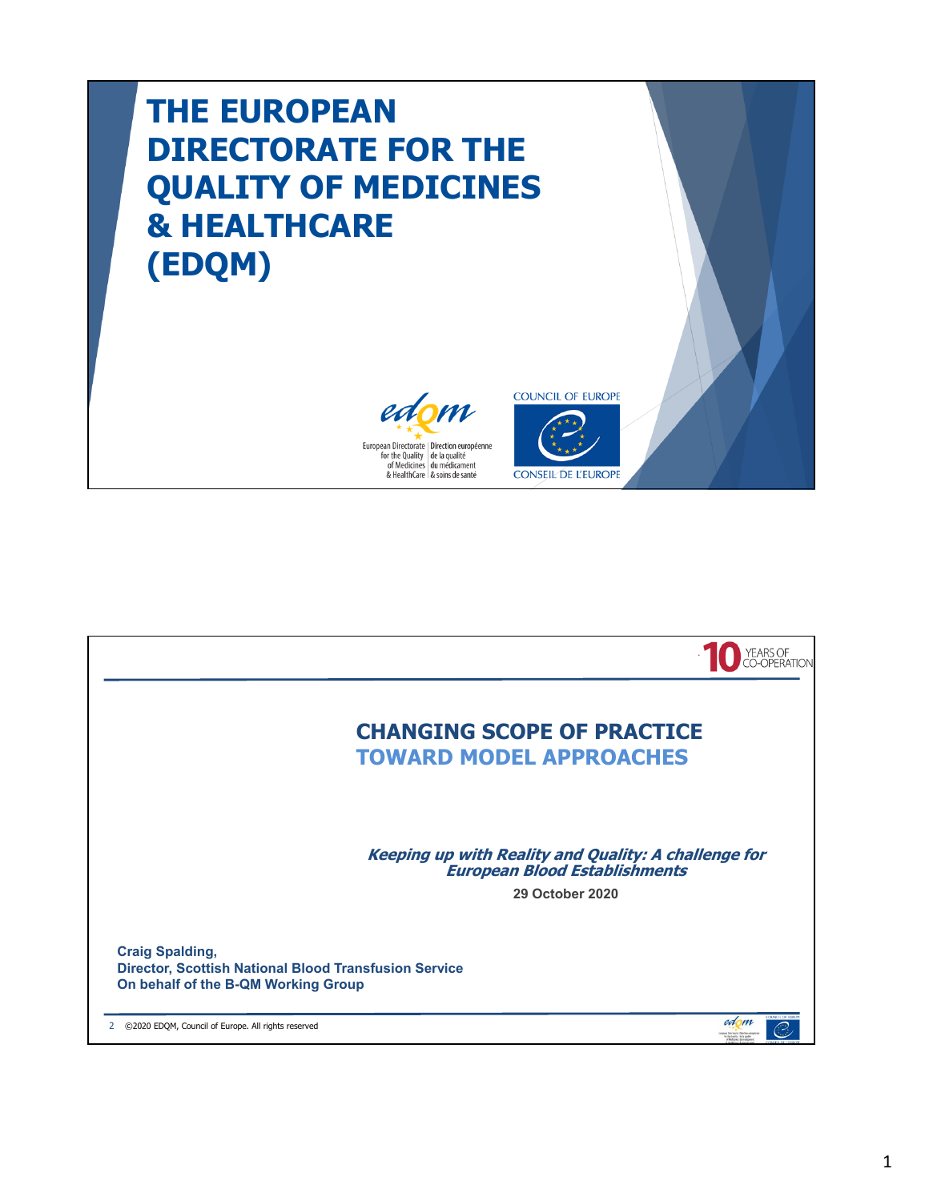# THE EUROPEAN DIRECTORATE FOR THE QUALITY OF MEDICINES & HEALTHCARE (EDQM)

European Directorate for the Quality of Medicines & HealthCare | Direction européenne de la qualité du médicament & soins de santé

COUNCIL OF EUROPE
CONSEIL DE L'EUROPE

---

10 YEARS OF CO-OPERATION

## CHANGING SCOPE OF PRACTICE

## TOWARD MODEL APPROACHES

***Keeping up with Reality and Quality: A challenge for European Blood Establishments***

**29 October 2020**

**Craig Spalding,**
**Director, Scottish National Blood Transfusion Service**
**On behalf of the B-QM Working Group**

©2020 EDQM, Council of Europe. All rights reserved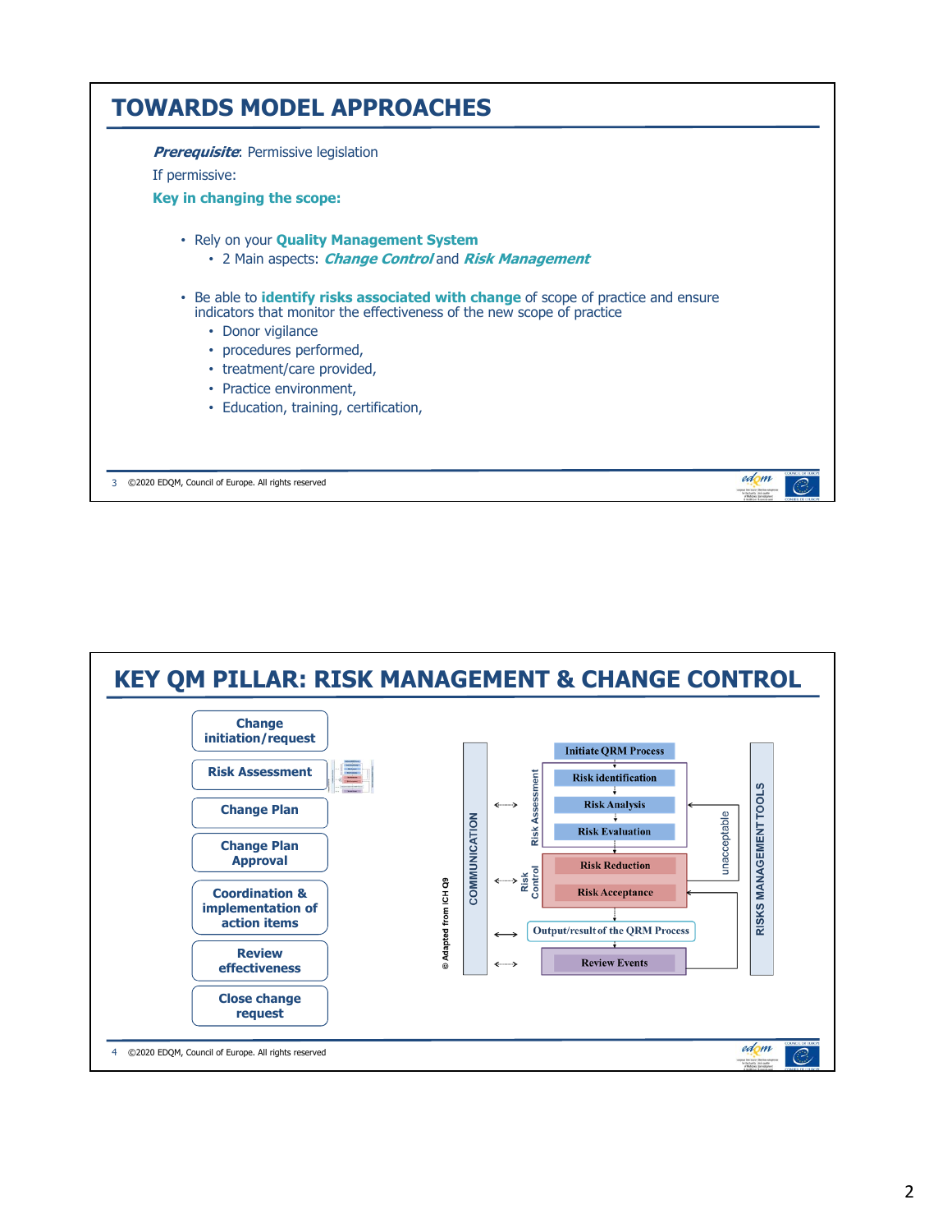# TOWARDS MODEL APPROACHES

***Prerequisite***: Permissive legislation

If permissive:

**Key in changing the scope:**

- Rely on your **Quality Management System**
  - 2 Main aspects: ***Change Control*** and ***Risk Management***
- Be able to **identify risks associated with change** of scope of practice and ensure indicators that monitor the effectiveness of the new scope of practice
  - Donor vigilance
  - procedures performed,
  - treatment/care provided,
  - Practice environment,
  - Education, training, certification,

©2020 EDQM, Council of Europe. All rights reserved

# KEY QM PILLAR: RISK MANAGEMENT & CHANGE CONTROL

- **Change initiation/request**
- **Risk Assessment**
- **Change Plan**
- **Change Plan Approval**
- **Coordination & implementation of action items**
- **Review effectiveness**
- **Close change request**

COMMUNICATION

Initiate QRM Process

Risk Assessment:
- Risk identification
- Risk Analysis
- Risk Evaluation

Risk Control:
- Risk Reduction
- Risk Acceptance

unacceptable

Output/result of the QRM Process

Review Events

RISKS MANAGEMENT TOOLS

© Adapted from ICH Q9

©2020 EDQM, Council of Europe. All rights reserved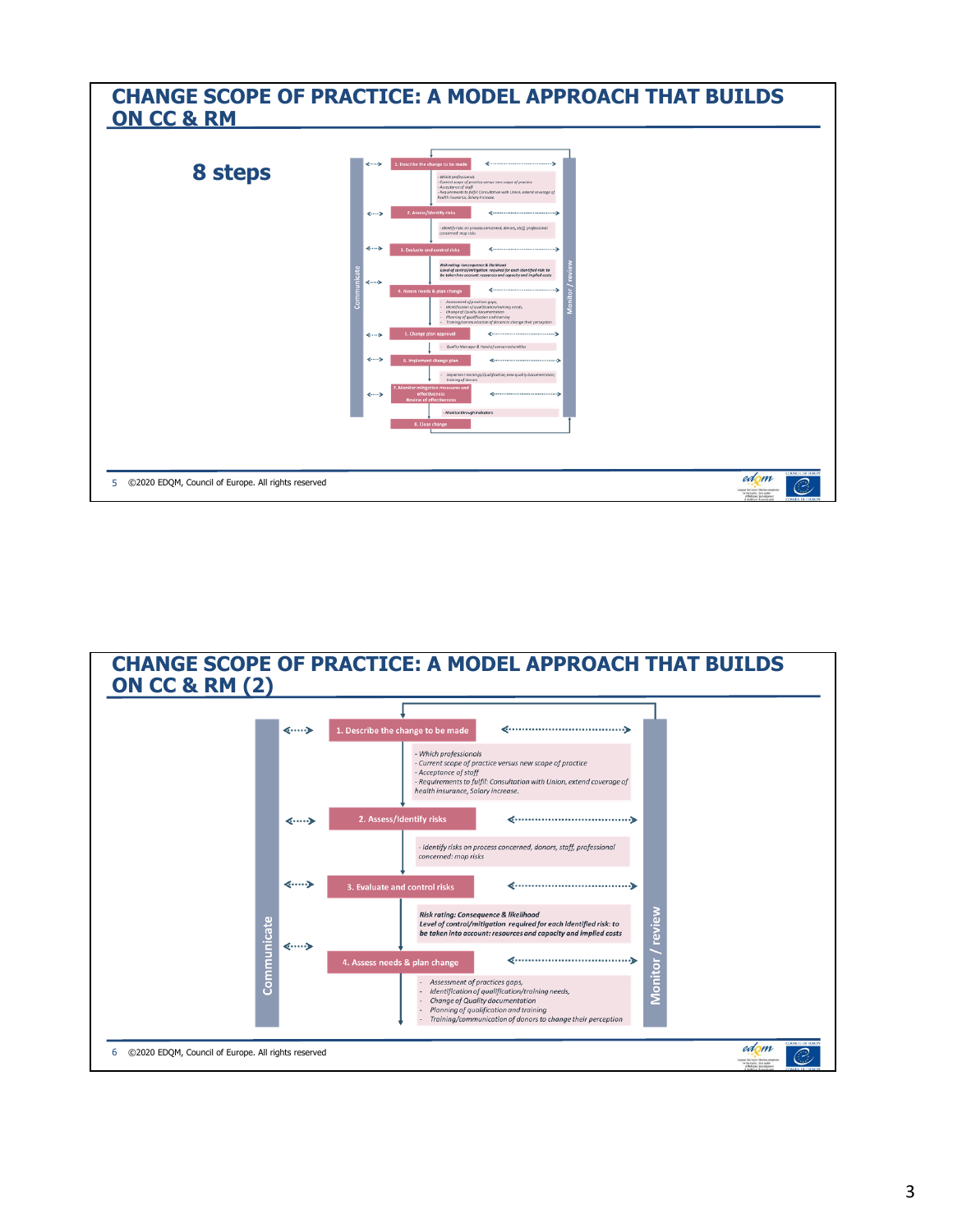# CHANGE SCOPE OF PRACTICE: A MODEL APPROACH THAT BUILDS ON CC & RM

## 8 steps

Communicate | Monitor / review

1. Describe the change to be made
   - Which professionals
   - Current scope of practice versus new scope of practice
   - Acceptance of staff
   - Requirements to fulfil: Consultation with Union, extend coverage of health insurance, Salary increase.
2. Assess/identify risks
   - Identify risks on process concerned, donors, staff, professional concerned: map risks
3. Evaluate and control risks
   - Risk rating: Consequence & likelihood
   - Level of control/mitigation required for each identified risk: to be taken into account: resources and capacity and implied costs
4. Assess needs & plan change
   - Assessment of practices gaps,
   - Identification of qualification/training needs,
   - Change of Quality documentation
   - Planning of qualification and training
   - Training/communication of donors to change their perception
5. Change plan approval
   - Quality Manager & Head of concerned entities
6. Implement change plan
   - Implement trainings/Qualification, new quality documentation, training of donors
7. Monitor mitigation measures and effectiveness / Review of effectiveness
   - Monitor through indicators
8. Close change

©2020 EDQM, Council of Europe. All rights reserved

# CHANGE SCOPE OF PRACTICE: A MODEL APPROACH THAT BUILDS ON CC & RM (2)

Communicate | Monitor / review

1. Describe the change to be made
   - Which professionals
   - Current scope of practice versus new scope of practice
   - Acceptance of staff
   - Requirements to fulfil: Consultation with Union, extend coverage of health insurance, Salary increase.
2. Assess/identify risks
   - identify risks on process concerned, donors, staff, professional concerned: map risks
3. Evaluate and control risks
   - Risk rating: Consequence & likelihood
   - Level of control/mitigation required for each identified risk: to be taken into account: resources and capacity and implied costs
4. Assess needs & plan change
   - Assessment of practices gaps,
   - Identification of qualification/training needs,
   - Change of Quality documentation
   - Planning of qualification and training
   - Training/communication of donors to change their perception

©2020 EDQM, Council of Europe. All rights reserved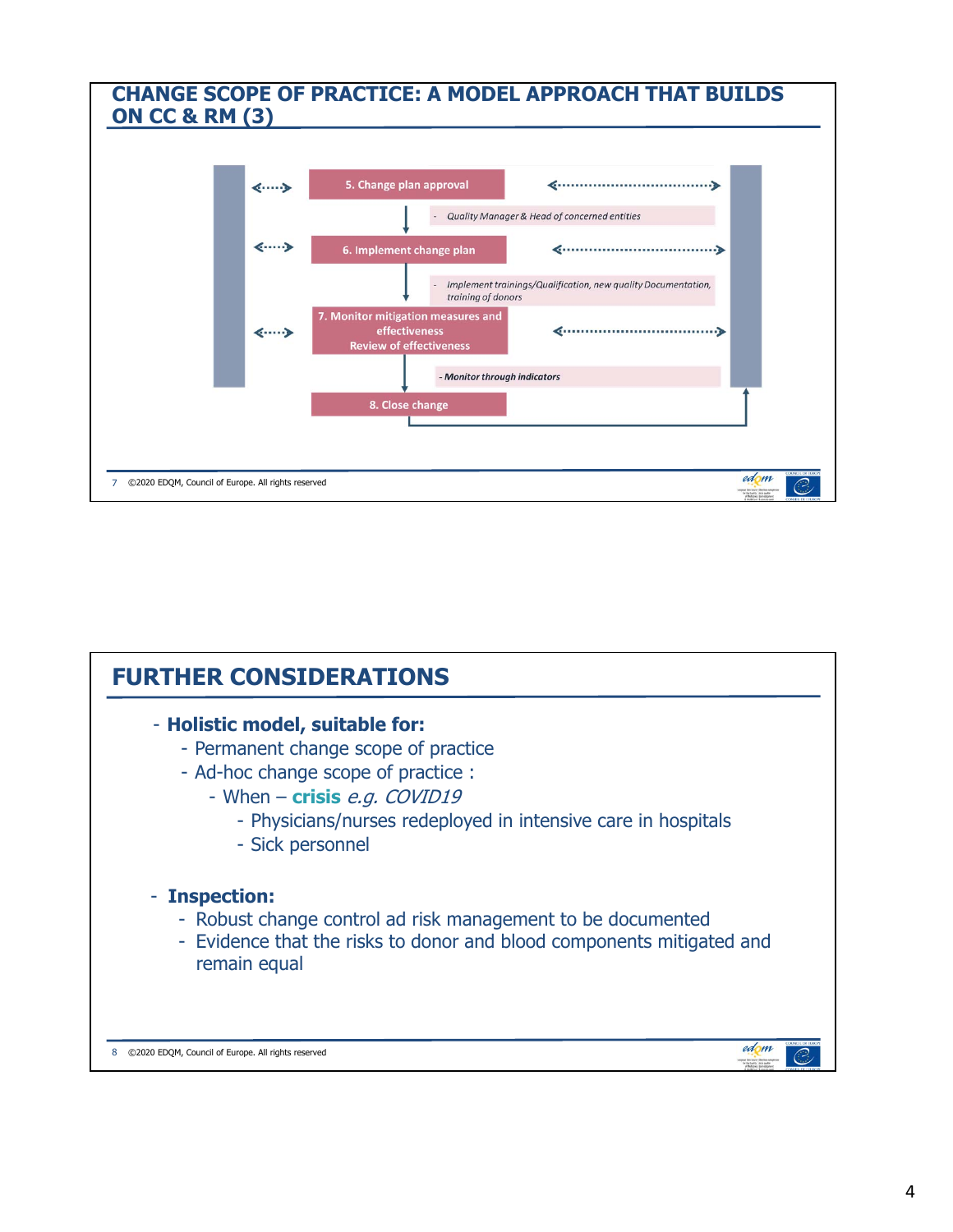## CHANGE SCOPE OF PRACTICE: A MODEL APPROACH THAT BUILDS ON CC & RM (3)

**5. Change plan approval**

- *Quality Manager & Head of concerned entities*

**6. Implement change plan**

- *Implement trainings/Qualification, new quality Documentation, training of donors*

**7. Monitor mitigation measures and effectiveness Review of effectiveness**

- *Monitor through indicators*

**8. Close change**

7 ©2020 EDQM, Council of Europe. All rights reserved

## FURTHER CONSIDERATIONS

- **Holistic model, suitable for:**
  - Permanent change scope of practice
  - Ad-hoc change scope of practice :
    - When – **crisis** *e.g. COVID19*
      - Physicians/nurses redeployed in intensive care in hospitals
      - Sick personnel
- **Inspection:**
  - Robust change control ad risk management to be documented
  - Evidence that the risks to donor and blood components mitigated and remain equal

8 ©2020 EDQM, Council of Europe. All rights reserved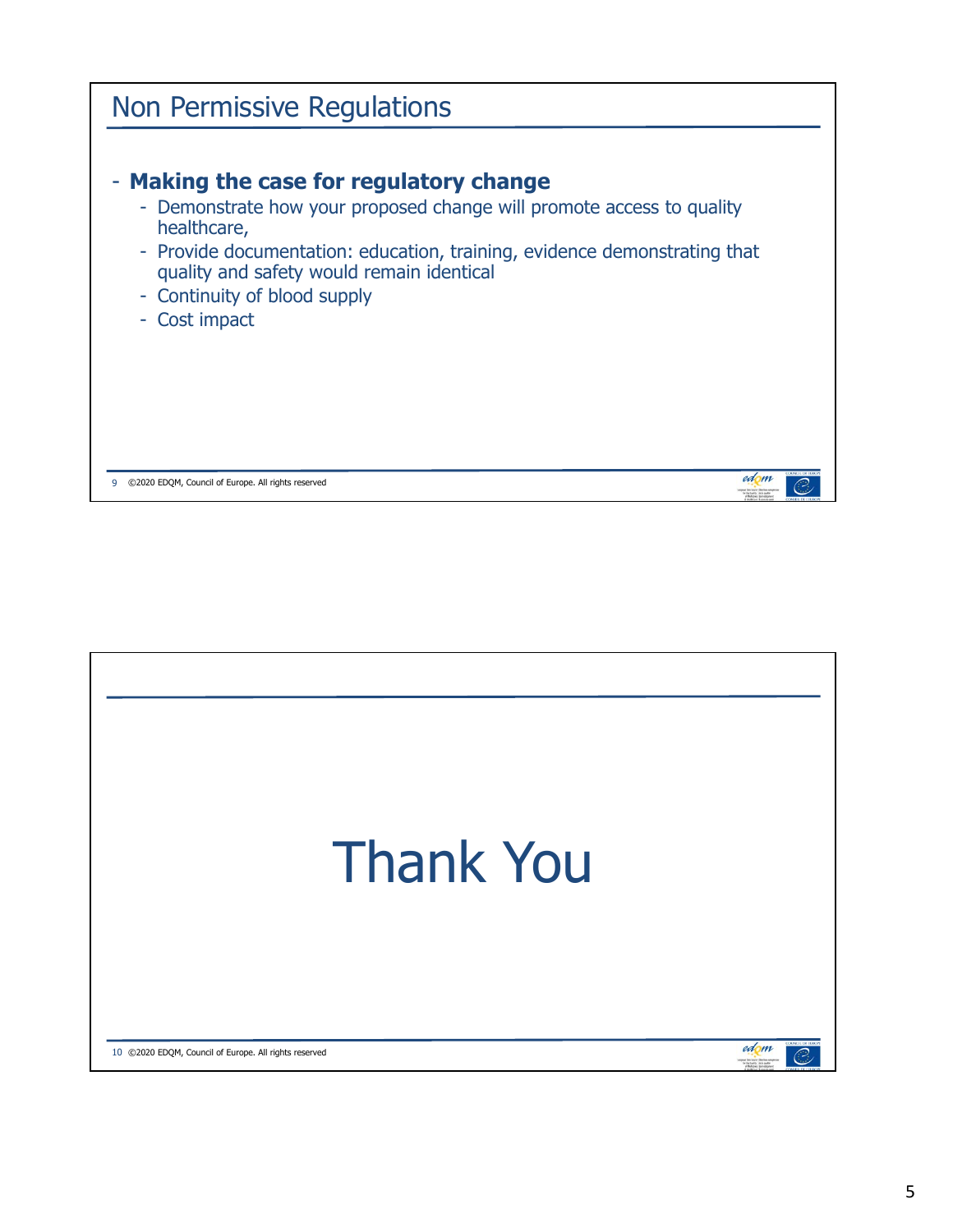## Non Permissive Regulations

- **Making the case for regulatory change**
  - Demonstrate how your proposed change will promote access to quality healthcare,
  - Provide documentation: education, training, evidence demonstrating that quality and safety would remain identical
  - Continuity of blood supply
  - Cost impact

# Thank You